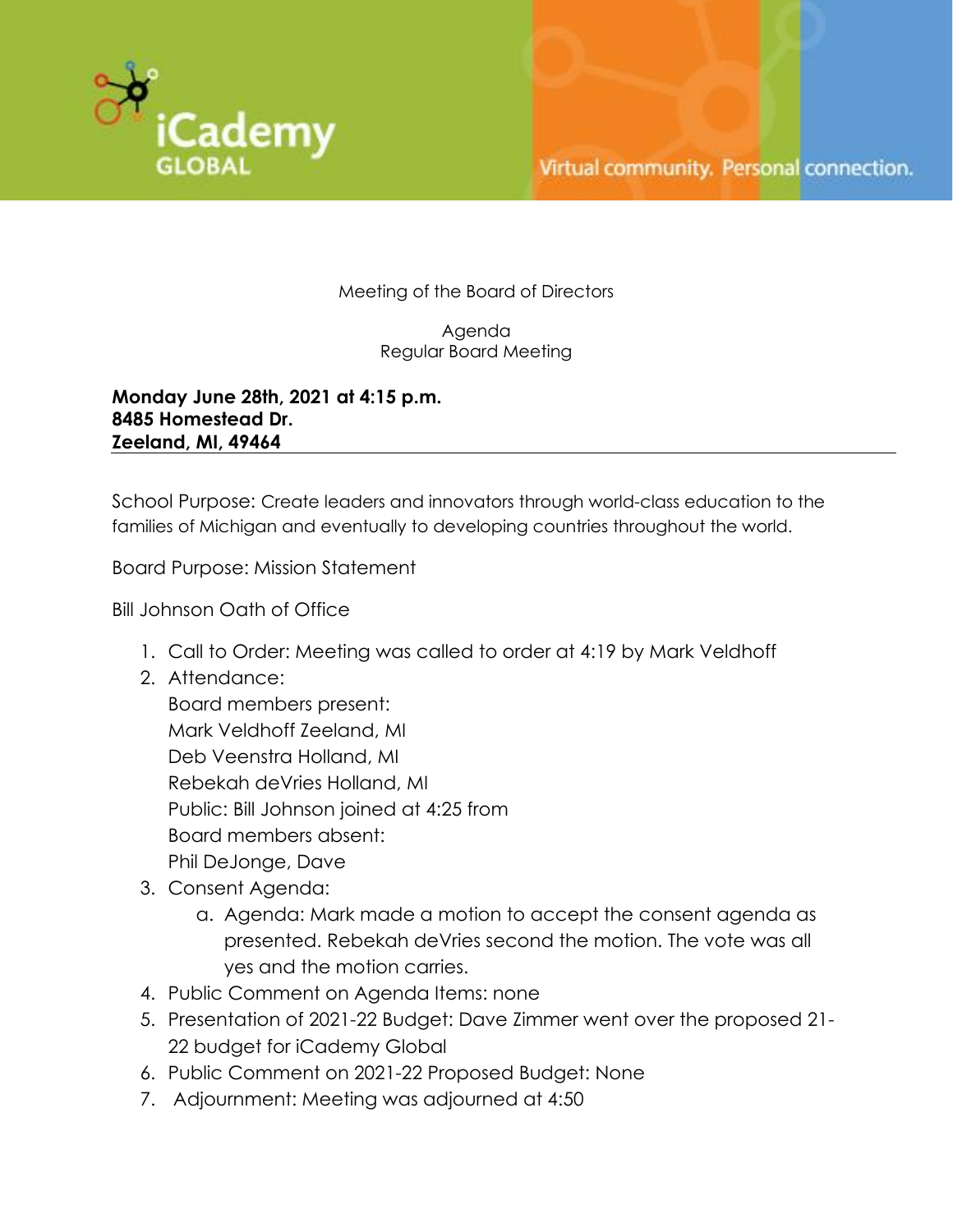iCademy GLOBAL

Virtual community. Personal connection.

Meeting of the Board of Directors

Agenda
Regular Board Meeting

**Monday June 28th, 2021 at 4:15 p.m.**
**8485 Homestead Dr.**
**Zeeland, MI, 49464**

---

School Purpose: Create leaders and innovators through world-class education to the families of Michigan and eventually to developing countries throughout the world.

Board Purpose: Mission Statement

Bill Johnson Oath of Office

1. Call to Order: Meeting was called to order at 4:19 by Mark Veldhoff
2. Attendance:
   Board members present:
   Mark Veldhoff Zeeland, MI
   Deb Veenstra Holland, MI
   Rebekah deVries Holland, MI
   Public: Bill Johnson joined at 4:25 from
   Board members absent:
   Phil DeJonge, Dave
3. Consent Agenda:
   a. Agenda: Mark made a motion to accept the consent agenda as presented. Rebekah deVries second the motion. The vote was all yes and the motion carries.
4. Public Comment on Agenda Items: none
5. Presentation of 2021-22 Budget: Dave Zimmer went over the proposed 21-22 budget for iCademy Global
6. Public Comment on 2021-22 Proposed Budget: None
7. Adjournment: Meeting was adjourned at 4:50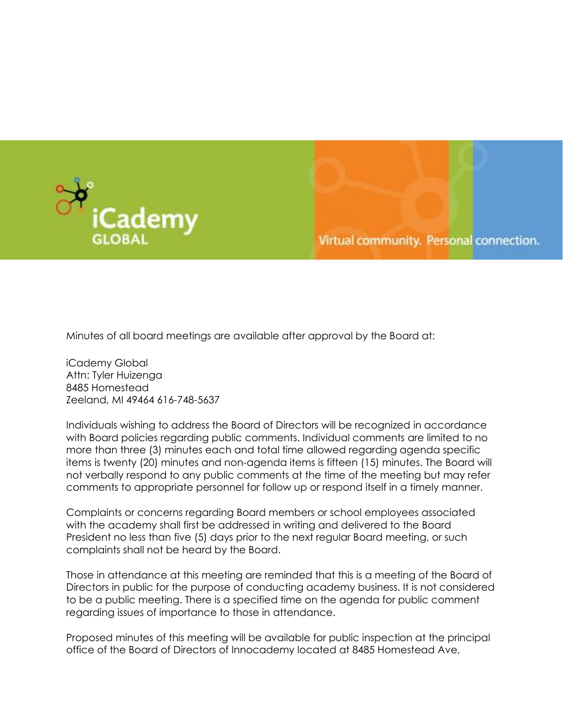Minutes of all board meetings are available after approval by the Board at:

iCademy Global
Attn: Tyler Huizenga
8485 Homestead
Zeeland, MI 49464 616-748-5637

Individuals wishing to address the Board of Directors will be recognized in accordance with Board policies regarding public comments. Individual comments are limited to no more than three (3) minutes each and total time allowed regarding agenda specific items is twenty (20) minutes and non-agenda items is fifteen (15) minutes. The Board will not verbally respond to any public comments at the time of the meeting but may refer comments to appropriate personnel for follow up or respond itself in a timely manner.

Complaints or concerns regarding Board members or school employees associated with the academy shall first be addressed in writing and delivered to the Board President no less than five (5) days prior to the next regular Board meeting, or such complaints shall not be heard by the Board.

Those in attendance at this meeting are reminded that this is a meeting of the Board of Directors in public for the purpose of conducting academy business. It is not considered to be a public meeting. There is a specified time on the agenda for public comment regarding issues of importance to those in attendance.

Proposed minutes of this meeting will be available for public inspection at the principal office of the Board of Directors of Innocademy located at 8485 Homestead Ave,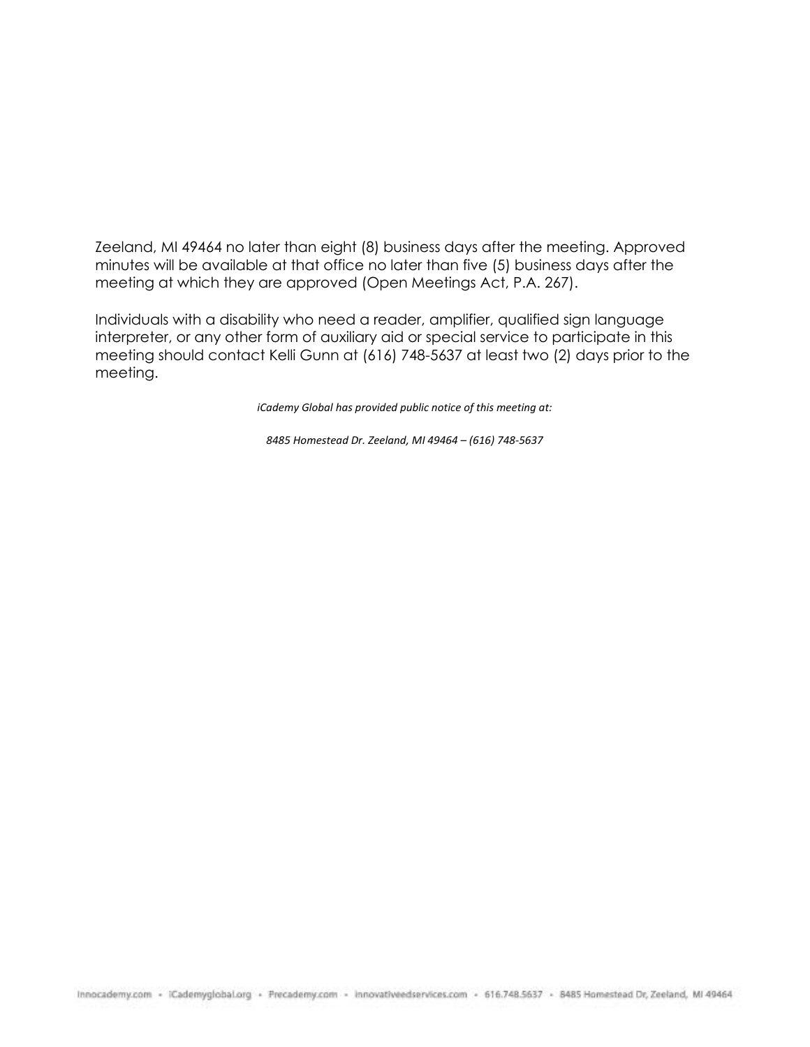Zeeland, MI 49464 no later than eight (8) business days after the meeting. Approved minutes will be available at that office no later than five (5) business days after the meeting at which they are approved (Open Meetings Act, P.A. 267).

Individuals with a disability who need a reader, amplifier, qualified sign language interpreter, or any other form of auxiliary aid or special service to participate in this meeting should contact Kelli Gunn at (616) 748-5637 at least two (2) days prior to the meeting.

*iCademy Global has provided public notice of this meeting at:*

*8485 Homestead Dr. Zeeland, MI 49464 – (616) 748-5637*